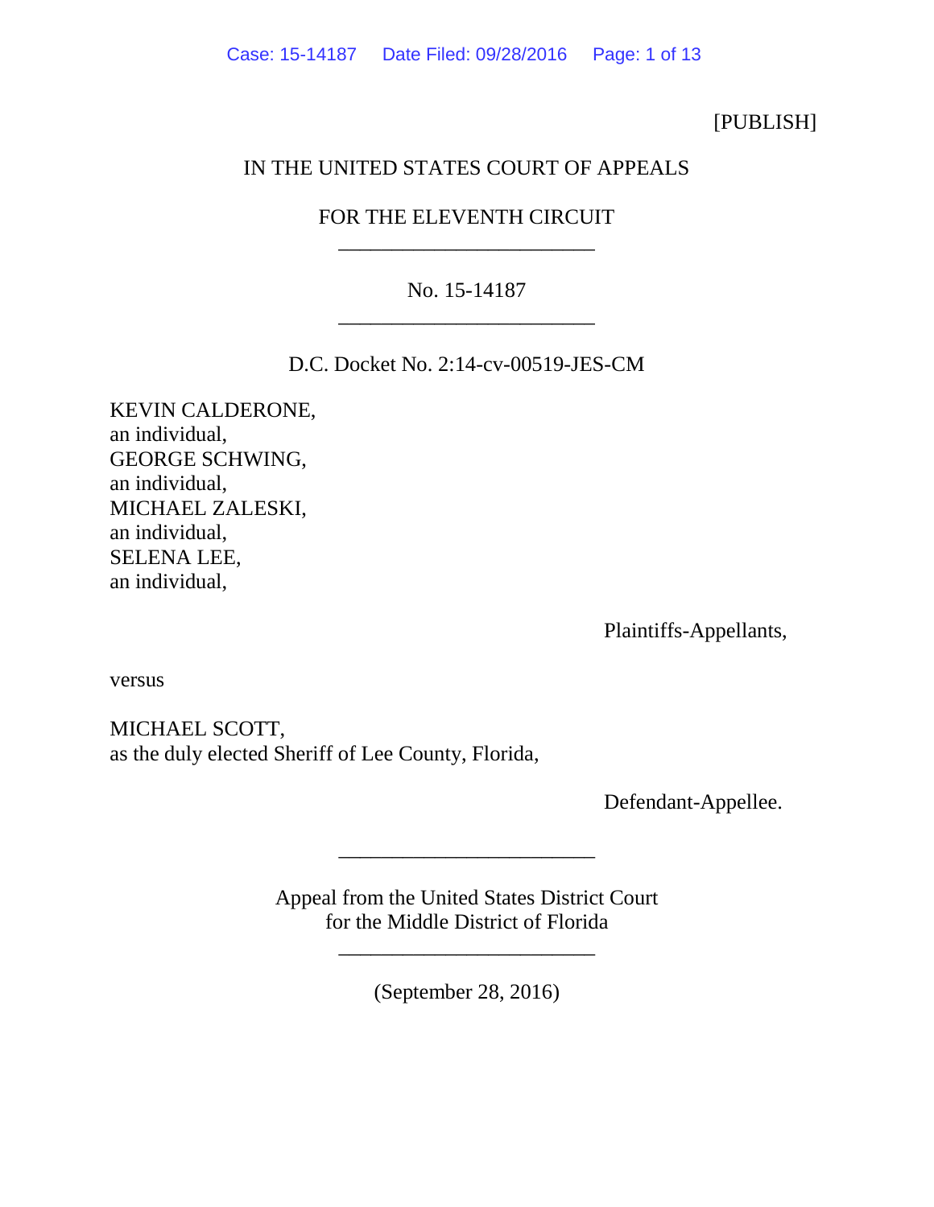[PUBLISH]

IN THE UNITED STATES COURT OF APPEALS

FOR THE ELEVENTH CIRCUIT

________________________

No. 15-14187

________________________

D.C. Docket No. 2:14-cv-00519-JES-CM

KEVIN CALDERONE,
an individual,
GEORGE SCHWING,
an individual,
MICHAEL ZALESKI,
an individual,
SELENA LEE,
an individual,

Plaintiffs-Appellants,

versus

MICHAEL SCOTT,
as the duly elected Sheriff of Lee County, Florida,

Defendant-Appellee.

________________________

Appeal from the United States District Court
for the Middle District of Florida

________________________

(September 28, 2016)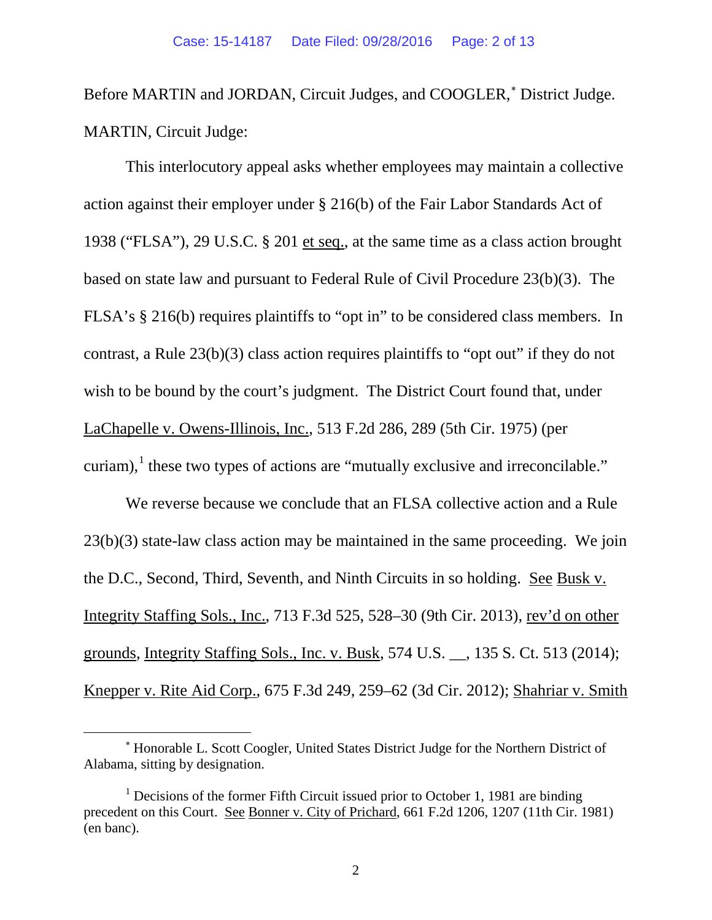Before MARTIN and JORDAN, Circuit Judges, and COOGLER,* District Judge.

MARTIN, Circuit Judge:

This interlocutory appeal asks whether employees may maintain a collective action against their employer under § 216(b) of the Fair Labor Standards Act of 1938 ("FLSA"), 29 U.S.C. § 201 et seq., at the same time as a class action brought based on state law and pursuant to Federal Rule of Civil Procedure 23(b)(3). The FLSA's § 216(b) requires plaintiffs to "opt in" to be considered class members. In contrast, a Rule 23(b)(3) class action requires plaintiffs to "opt out" if they do not wish to be bound by the court's judgment. The District Court found that, under LaChapelle v. Owens-Illinois, Inc., 513 F.2d 286, 289 (5th Cir. 1975) (per curiam),[1] these two types of actions are "mutually exclusive and irreconcilable."

We reverse because we conclude that an FLSA collective action and a Rule 23(b)(3) state-law class action may be maintained in the same proceeding. We join the D.C., Second, Third, Seventh, and Ninth Circuits in so holding. See Busk v. Integrity Staffing Sols., Inc., 713 F.3d 525, 528–30 (9th Cir. 2013), rev'd on other grounds, Integrity Staffing Sols., Inc. v. Busk, 574 U.S. __, 135 S. Ct. 513 (2014); Knepper v. Rite Aid Corp., 675 F.3d 249, 259–62 (3d Cir. 2012); Shahriar v. Smith

---

* Honorable L. Scott Coogler, United States District Judge for the Northern District of Alabama, sitting by designation.

[1] Decisions of the former Fifth Circuit issued prior to October 1, 1981 are binding precedent on this Court. See Bonner v. City of Prichard, 661 F.2d 1206, 1207 (11th Cir. 1981) (en banc).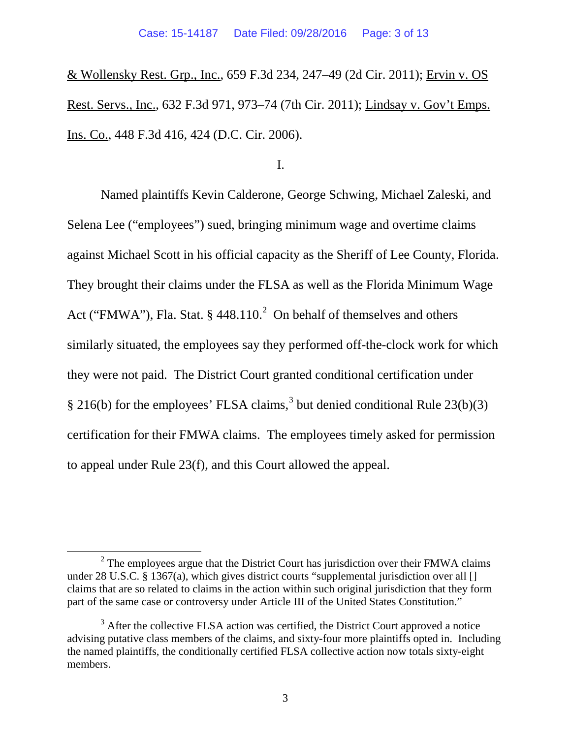& Wollensky Rest. Grp., Inc., 659 F.3d 234, 247–49 (2d Cir. 2011); Ervin v. OS Rest. Servs., Inc., 632 F.3d 971, 973–74 (7th Cir. 2011); Lindsay v. Gov't Emps. Ins. Co., 448 F.3d 416, 424 (D.C. Cir. 2006).

I.

Named plaintiffs Kevin Calderone, George Schwing, Michael Zaleski, and Selena Lee ("employees") sued, bringing minimum wage and overtime claims against Michael Scott in his official capacity as the Sheriff of Lee County, Florida. They brought their claims under the FLSA as well as the Florida Minimum Wage Act ("FMWA"), Fla. Stat. § 448.110.[2] On behalf of themselves and others similarly situated, the employees say they performed off-the-clock work for which they were not paid. The District Court granted conditional certification under § 216(b) for the employees' FLSA claims,[3] but denied conditional Rule 23(b)(3) certification for their FMWA claims. The employees timely asked for permission to appeal under Rule 23(f), and this Court allowed the appeal.

---

[2] The employees argue that the District Court has jurisdiction over their FMWA claims under 28 U.S.C. § 1367(a), which gives district courts "supplemental jurisdiction over all [] claims that are so related to claims in the action within such original jurisdiction that they form part of the same case or controversy under Article III of the United States Constitution."

[3] After the collective FLSA action was certified, the District Court approved a notice advising putative class members of the claims, and sixty-four more plaintiffs opted in. Including the named plaintiffs, the conditionally certified FLSA collective action now totals sixty-eight members.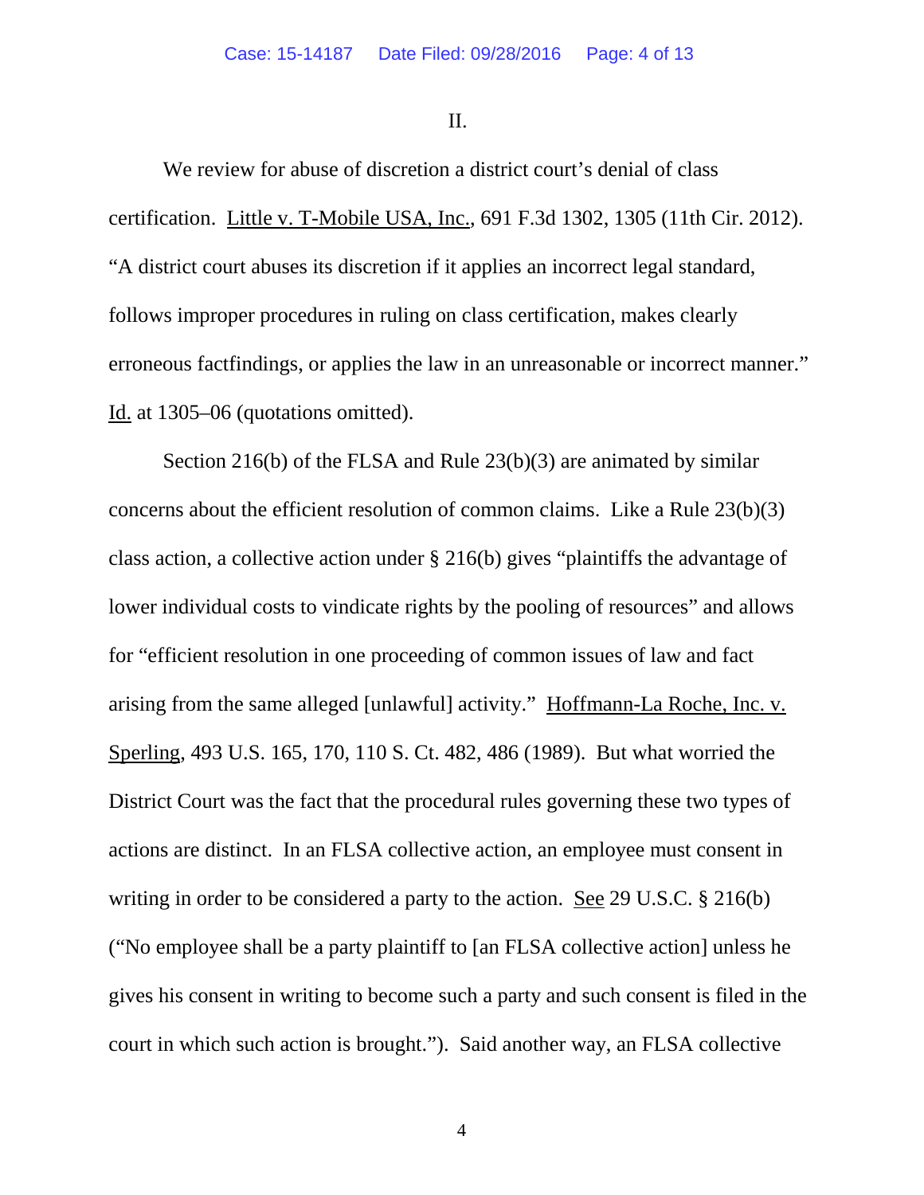II.

We review for abuse of discretion a district court's denial of class certification. Little v. T-Mobile USA, Inc., 691 F.3d 1302, 1305 (11th Cir. 2012). "A district court abuses its discretion if it applies an incorrect legal standard, follows improper procedures in ruling on class certification, makes clearly erroneous factfindings, or applies the law in an unreasonable or incorrect manner." Id. at 1305–06 (quotations omitted).

Section 216(b) of the FLSA and Rule 23(b)(3) are animated by similar concerns about the efficient resolution of common claims. Like a Rule 23(b)(3) class action, a collective action under § 216(b) gives "plaintiffs the advantage of lower individual costs to vindicate rights by the pooling of resources" and allows for "efficient resolution in one proceeding of common issues of law and fact arising from the same alleged [unlawful] activity." Hoffmann-La Roche, Inc. v. Sperling, 493 U.S. 165, 170, 110 S. Ct. 482, 486 (1989). But what worried the District Court was the fact that the procedural rules governing these two types of actions are distinct. In an FLSA collective action, an employee must consent in writing in order to be considered a party to the action. See 29 U.S.C. § 216(b) ("No employee shall be a party plaintiff to [an FLSA collective action] unless he gives his consent in writing to become such a party and such consent is filed in the court in which such action is brought."). Said another way, an FLSA collective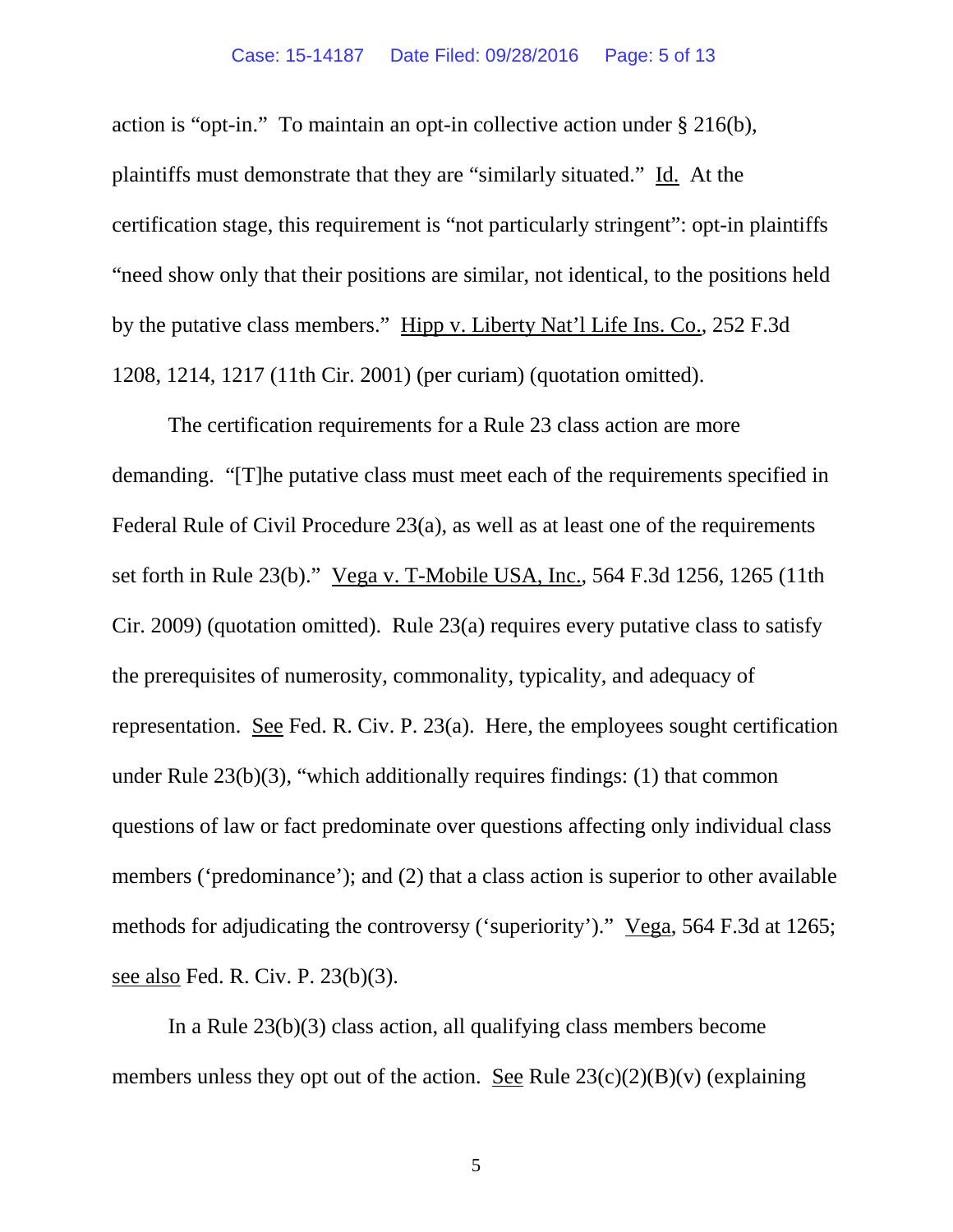action is "opt-in." To maintain an opt-in collective action under § 216(b), plaintiffs must demonstrate that they are "similarly situated." Id. At the certification stage, this requirement is "not particularly stringent": opt-in plaintiffs "need show only that their positions are similar, not identical, to the positions held by the putative class members." Hipp v. Liberty Nat'l Life Ins. Co., 252 F.3d 1208, 1214, 1217 (11th Cir. 2001) (per curiam) (quotation omitted).

The certification requirements for a Rule 23 class action are more demanding. "[T]he putative class must meet each of the requirements specified in Federal Rule of Civil Procedure 23(a), as well as at least one of the requirements set forth in Rule 23(b)." Vega v. T-Mobile USA, Inc., 564 F.3d 1256, 1265 (11th Cir. 2009) (quotation omitted). Rule 23(a) requires every putative class to satisfy the prerequisites of numerosity, commonality, typicality, and adequacy of representation. See Fed. R. Civ. P. 23(a). Here, the employees sought certification under Rule 23(b)(3), "which additionally requires findings: (1) that common questions of law or fact predominate over questions affecting only individual class members ('predominance'); and (2) that a class action is superior to other available methods for adjudicating the controversy ('superiority')." Vega, 564 F.3d at 1265; see also Fed. R. Civ. P. 23(b)(3).

In a Rule 23(b)(3) class action, all qualifying class members become members unless they opt out of the action. See Rule 23(c)(2)(B)(v) (explaining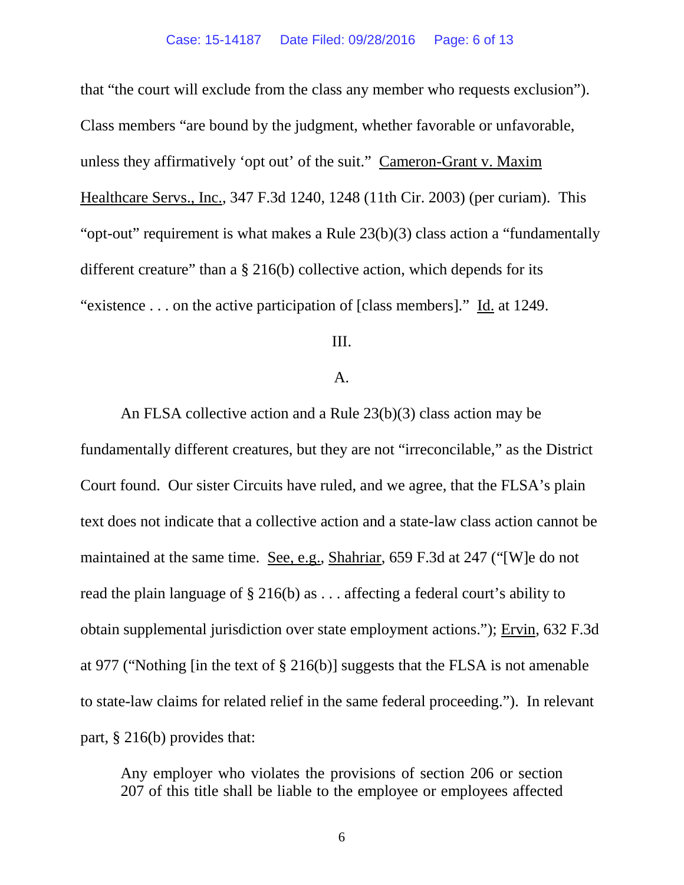that "the court will exclude from the class any member who requests exclusion"). Class members "are bound by the judgment, whether favorable or unfavorable, unless they affirmatively 'opt out' of the suit." Cameron-Grant v. Maxim Healthcare Servs., Inc., 347 F.3d 1240, 1248 (11th Cir. 2003) (per curiam). This "opt-out" requirement is what makes a Rule 23(b)(3) class action a "fundamentally different creature" than a § 216(b) collective action, which depends for its "existence . . . on the active participation of [class members]." Id. at 1249.

III.

A.

An FLSA collective action and a Rule 23(b)(3) class action may be fundamentally different creatures, but they are not "irreconcilable," as the District Court found. Our sister Circuits have ruled, and we agree, that the FLSA's plain text does not indicate that a collective action and a state-law class action cannot be maintained at the same time. See, e.g., Shahriar, 659 F.3d at 247 ("[W]e do not read the plain language of § 216(b) as . . . affecting a federal court's ability to obtain supplemental jurisdiction over state employment actions."); Ervin, 632 F.3d at 977 ("Nothing [in the text of § 216(b)] suggests that the FLSA is not amenable to state-law claims for related relief in the same federal proceeding."). In relevant part, § 216(b) provides that:

> Any employer who violates the provisions of section 206 or section 207 of this title shall be liable to the employee or employees affected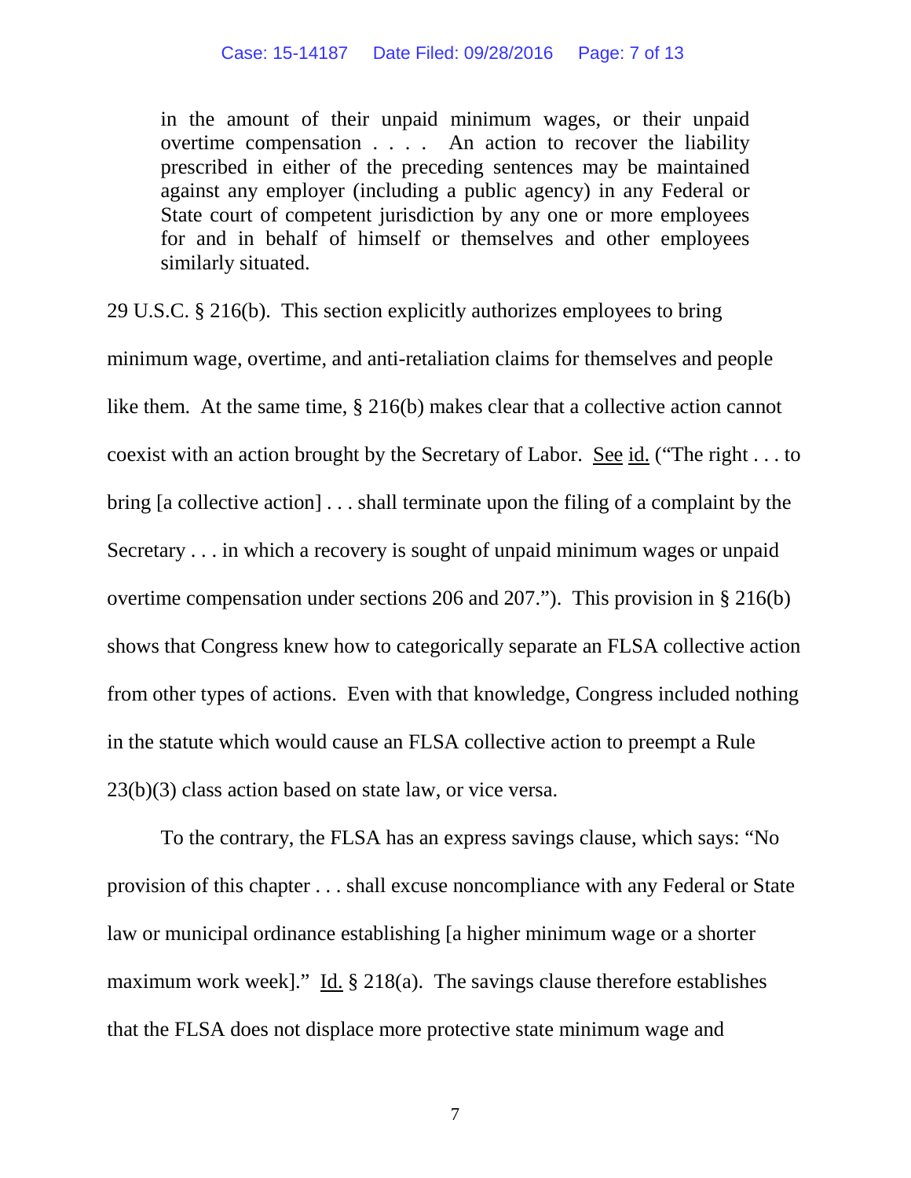> in the amount of their unpaid minimum wages, or their unpaid overtime compensation . . . . An action to recover the liability prescribed in either of the preceding sentences may be maintained against any employer (including a public agency) in any Federal or State court of competent jurisdiction by any one or more employees for and in behalf of himself or themselves and other employees similarly situated.

29 U.S.C. § 216(b). This section explicitly authorizes employees to bring minimum wage, overtime, and anti-retaliation claims for themselves and people like them. At the same time, § 216(b) makes clear that a collective action cannot coexist with an action brought by the Secretary of Labor. See id. ("The right . . . to bring [a collective action] . . . shall terminate upon the filing of a complaint by the Secretary . . . in which a recovery is sought of unpaid minimum wages or unpaid overtime compensation under sections 206 and 207."). This provision in § 216(b) shows that Congress knew how to categorically separate an FLSA collective action from other types of actions. Even with that knowledge, Congress included nothing in the statute which would cause an FLSA collective action to preempt a Rule 23(b)(3) class action based on state law, or vice versa.

To the contrary, the FLSA has an express savings clause, which says: "No provision of this chapter . . . shall excuse noncompliance with any Federal or State law or municipal ordinance establishing [a higher minimum wage or a shorter maximum work week]." Id. § 218(a). The savings clause therefore establishes that the FLSA does not displace more protective state minimum wage and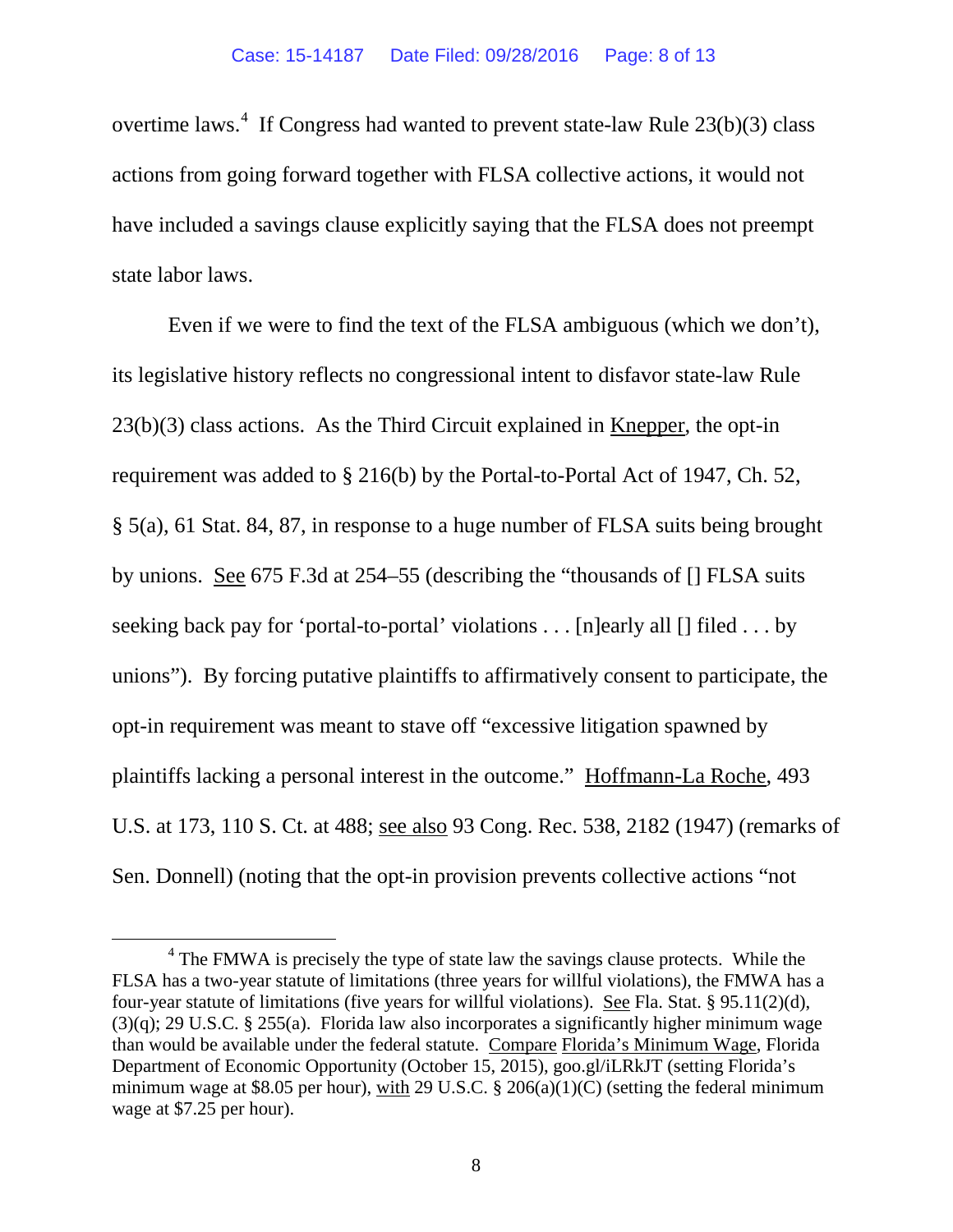overtime laws.[4] If Congress had wanted to prevent state-law Rule 23(b)(3) class actions from going forward together with FLSA collective actions, it would not have included a savings clause explicitly saying that the FLSA does not preempt state labor laws.

Even if we were to find the text of the FLSA ambiguous (which we don't), its legislative history reflects no congressional intent to disfavor state-law Rule 23(b)(3) class actions. As the Third Circuit explained in Knepper, the opt-in requirement was added to § 216(b) by the Portal-to-Portal Act of 1947, Ch. 52, § 5(a), 61 Stat. 84, 87, in response to a huge number of FLSA suits being brought by unions. See 675 F.3d at 254–55 (describing the "thousands of [] FLSA suits seeking back pay for 'portal-to-portal' violations . . . [n]early all [] filed . . . by unions"). By forcing putative plaintiffs to affirmatively consent to participate, the opt-in requirement was meant to stave off "excessive litigation spawned by plaintiffs lacking a personal interest in the outcome." Hoffmann-La Roche, 493 U.S. at 173, 110 S. Ct. at 488; see also 93 Cong. Rec. 538, 2182 (1947) (remarks of Sen. Donnell) (noting that the opt-in provision prevents collective actions "not

[4] The FMWA is precisely the type of state law the savings clause protects. While the FLSA has a two-year statute of limitations (three years for willful violations), the FMWA has a four-year statute of limitations (five years for willful violations). See Fla. Stat. § 95.11(2)(d), (3)(q); 29 U.S.C. § 255(a). Florida law also incorporates a significantly higher minimum wage than would be available under the federal statute. Compare Florida's Minimum Wage, Florida Department of Economic Opportunity (October 15, 2015), goo.gl/iLRkJT (setting Florida's minimum wage at $8.05 per hour), with 29 U.S.C. § 206(a)(1)(C) (setting the federal minimum wage at $7.25 per hour).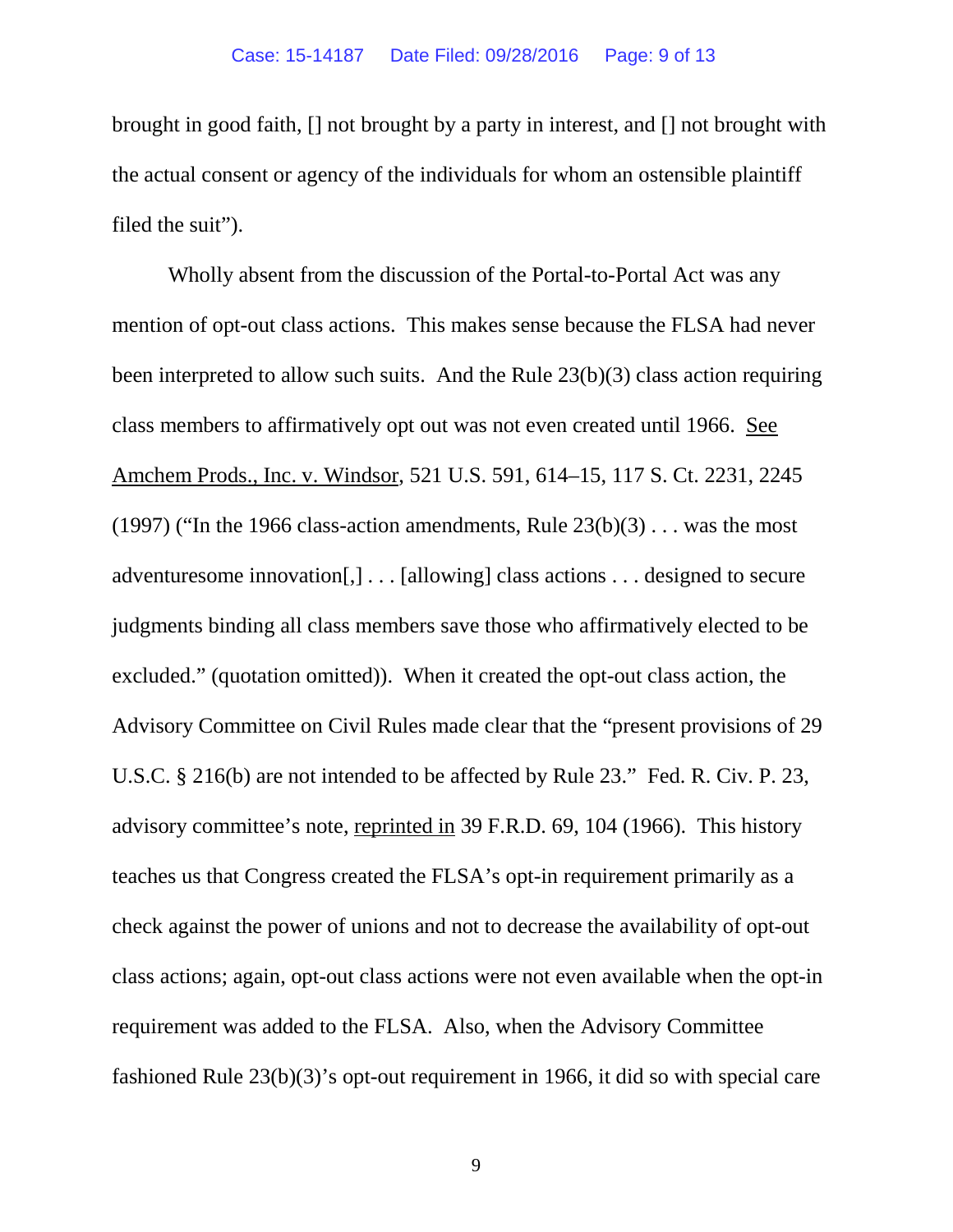brought in good faith, [] not brought by a party in interest, and [] not brought with the actual consent or agency of the individuals for whom an ostensible plaintiff filed the suit").

Wholly absent from the discussion of the Portal-to-Portal Act was any mention of opt-out class actions. This makes sense because the FLSA had never been interpreted to allow such suits. And the Rule 23(b)(3) class action requiring class members to affirmatively opt out was not even created until 1966. See Amchem Prods., Inc. v. Windsor, 521 U.S. 591, 614–15, 117 S. Ct. 2231, 2245 (1997) ("In the 1966 class-action amendments, Rule 23(b)(3) . . . was the most adventuresome innovation[,] . . . [allowing] class actions . . . designed to secure judgments binding all class members save those who affirmatively elected to be excluded." (quotation omitted)). When it created the opt-out class action, the Advisory Committee on Civil Rules made clear that the "present provisions of 29 U.S.C. § 216(b) are not intended to be affected by Rule 23." Fed. R. Civ. P. 23, advisory committee's note, reprinted in 39 F.R.D. 69, 104 (1966). This history teaches us that Congress created the FLSA's opt-in requirement primarily as a check against the power of unions and not to decrease the availability of opt-out class actions; again, opt-out class actions were not even available when the opt-in requirement was added to the FLSA. Also, when the Advisory Committee fashioned Rule 23(b)(3)'s opt-out requirement in 1966, it did so with special care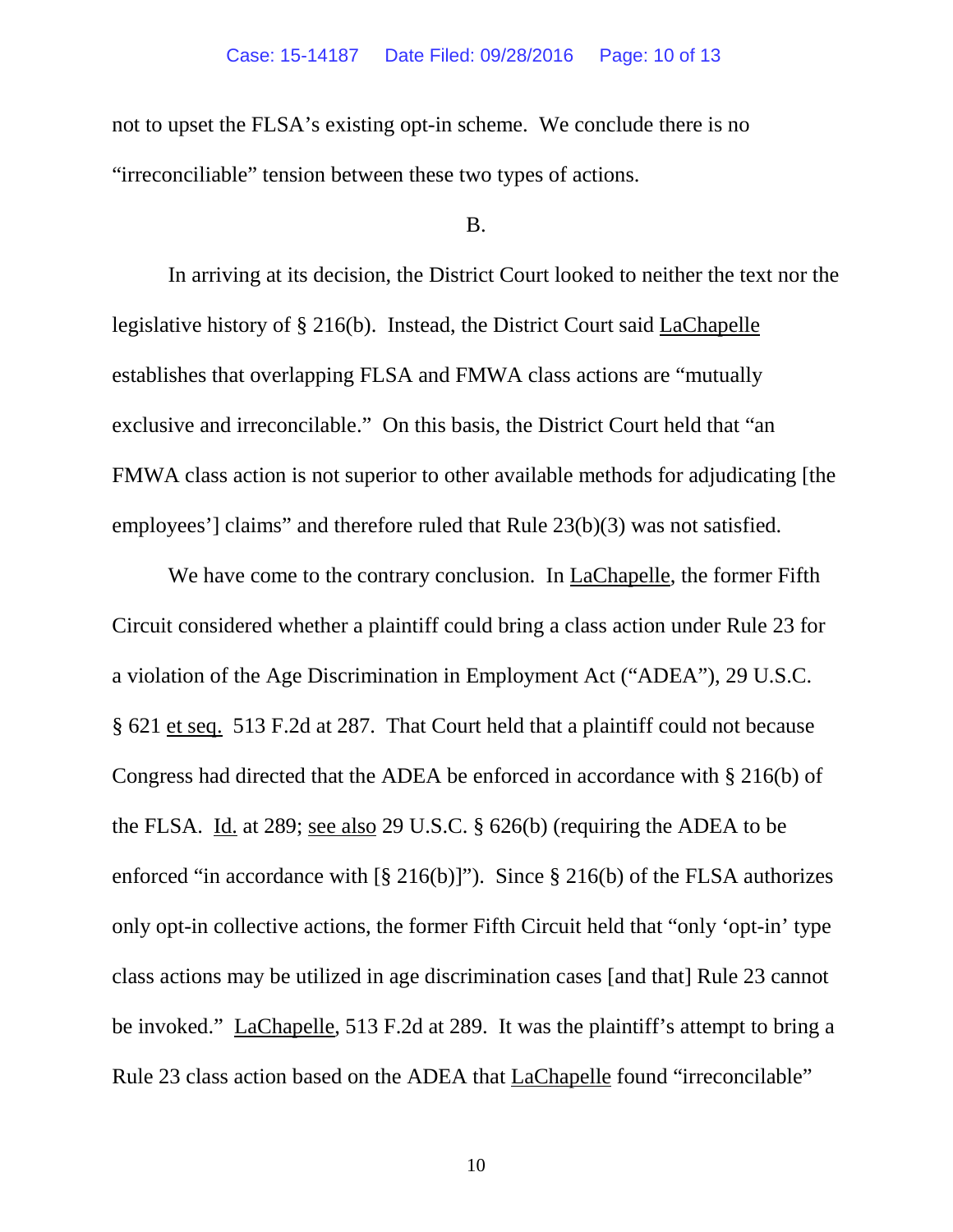not to upset the FLSA's existing opt-in scheme. We conclude there is no "irreconciliable" tension between these two types of actions.

B.

In arriving at its decision, the District Court looked to neither the text nor the legislative history of § 216(b). Instead, the District Court said LaChapelle establishes that overlapping FLSA and FMWA class actions are "mutually exclusive and irreconcilable." On this basis, the District Court held that "an FMWA class action is not superior to other available methods for adjudicating [the employees'] claims" and therefore ruled that Rule 23(b)(3) was not satisfied.

We have come to the contrary conclusion. In LaChapelle, the former Fifth Circuit considered whether a plaintiff could bring a class action under Rule 23 for a violation of the Age Discrimination in Employment Act ("ADEA"), 29 U.S.C. § 621 et seq. 513 F.2d at 287. That Court held that a plaintiff could not because Congress had directed that the ADEA be enforced in accordance with § 216(b) of the FLSA. Id. at 289; see also 29 U.S.C. § 626(b) (requiring the ADEA to be enforced "in accordance with [§ 216(b)]"). Since § 216(b) of the FLSA authorizes only opt-in collective actions, the former Fifth Circuit held that "only 'opt-in' type class actions may be utilized in age discrimination cases [and that] Rule 23 cannot be invoked." LaChapelle, 513 F.2d at 289. It was the plaintiff's attempt to bring a Rule 23 class action based on the ADEA that LaChapelle found "irreconcilable"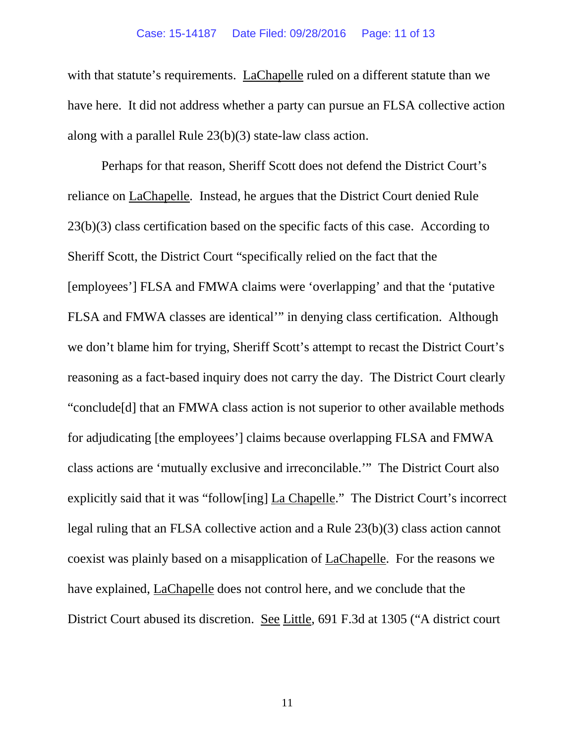with that statute's requirements. LaChapelle ruled on a different statute than we have here. It did not address whether a party can pursue an FLSA collective action along with a parallel Rule 23(b)(3) state-law class action.

Perhaps for that reason, Sheriff Scott does not defend the District Court's reliance on LaChapelle. Instead, he argues that the District Court denied Rule 23(b)(3) class certification based on the specific facts of this case. According to Sheriff Scott, the District Court "specifically relied on the fact that the [employees'] FLSA and FMWA claims were 'overlapping' and that the 'putative FLSA and FMWA classes are identical'" in denying class certification. Although we don't blame him for trying, Sheriff Scott's attempt to recast the District Court's reasoning as a fact-based inquiry does not carry the day. The District Court clearly "conclude[d] that an FMWA class action is not superior to other available methods for adjudicating [the employees'] claims because overlapping FLSA and FMWA class actions are 'mutually exclusive and irreconcilable.'" The District Court also explicitly said that it was "follow[ing] La Chapelle." The District Court's incorrect legal ruling that an FLSA collective action and a Rule 23(b)(3) class action cannot coexist was plainly based on a misapplication of LaChapelle. For the reasons we have explained, LaChapelle does not control here, and we conclude that the District Court abused its discretion. See Little, 691 F.3d at 1305 ("A district court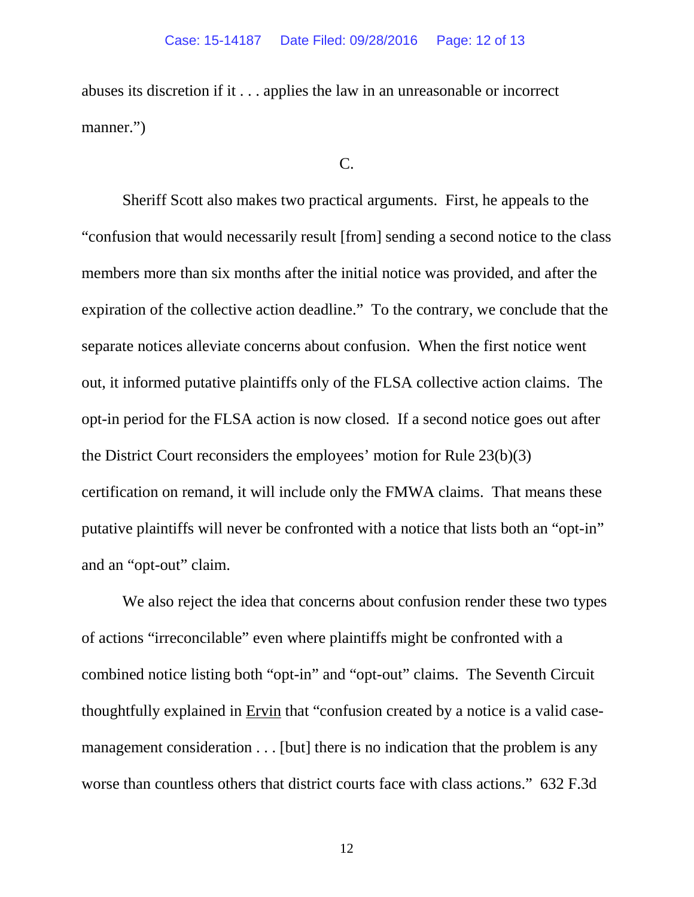abuses its discretion if it . . . applies the law in an unreasonable or incorrect manner.")

### C.

Sheriff Scott also makes two practical arguments. First, he appeals to the "confusion that would necessarily result [from] sending a second notice to the class members more than six months after the initial notice was provided, and after the expiration of the collective action deadline." To the contrary, we conclude that the separate notices alleviate concerns about confusion. When the first notice went out, it informed putative plaintiffs only of the FLSA collective action claims. The opt-in period for the FLSA action is now closed. If a second notice goes out after the District Court reconsiders the employees' motion for Rule 23(b)(3) certification on remand, it will include only the FMWA claims. That means these putative plaintiffs will never be confronted with a notice that lists both an "opt-in" and an "opt-out" claim.

We also reject the idea that concerns about confusion render these two types of actions "irreconcilable" even where plaintiffs might be confronted with a combined notice listing both "opt-in" and "opt-out" claims. The Seventh Circuit thoughtfully explained in Ervin that "confusion created by a notice is a valid case-management consideration . . . [but] there is no indication that the problem is any worse than countless others that district courts face with class actions." 632 F.3d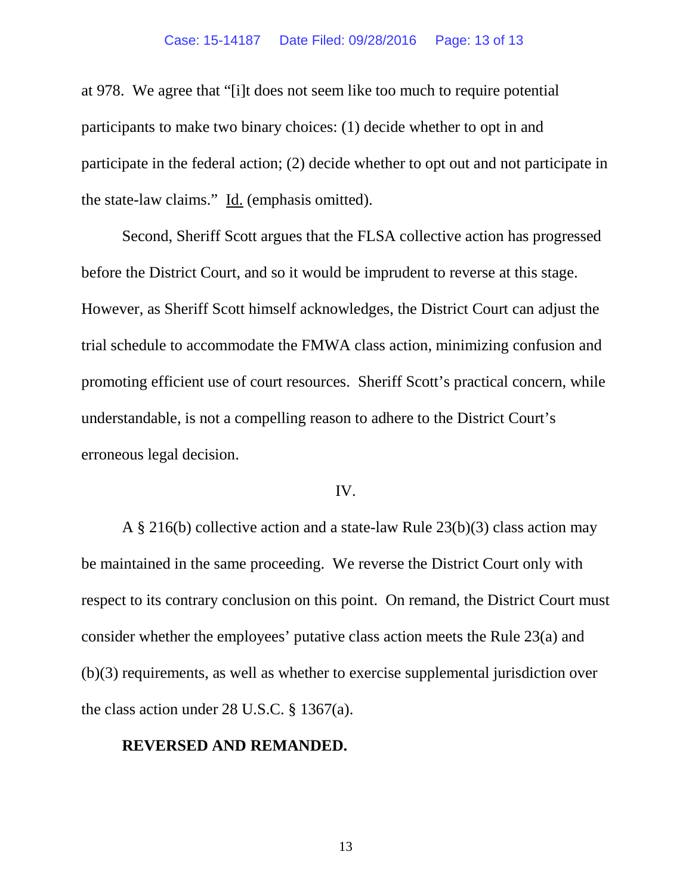at 978. We agree that "[i]t does not seem like too much to require potential participants to make two binary choices: (1) decide whether to opt in and participate in the federal action; (2) decide whether to opt out and not participate in the state-law claims." Id. (emphasis omitted).

Second, Sheriff Scott argues that the FLSA collective action has progressed before the District Court, and so it would be imprudent to reverse at this stage. However, as Sheriff Scott himself acknowledges, the District Court can adjust the trial schedule to accommodate the FMWA class action, minimizing confusion and promoting efficient use of court resources. Sheriff Scott's practical concern, while understandable, is not a compelling reason to adhere to the District Court's erroneous legal decision.

## IV.

A § 216(b) collective action and a state-law Rule 23(b)(3) class action may be maintained in the same proceeding. We reverse the District Court only with respect to its contrary conclusion on this point. On remand, the District Court must consider whether the employees' putative class action meets the Rule 23(a) and (b)(3) requirements, as well as whether to exercise supplemental jurisdiction over the class action under 28 U.S.C. § 1367(a).

**REVERSED AND REMANDED.**